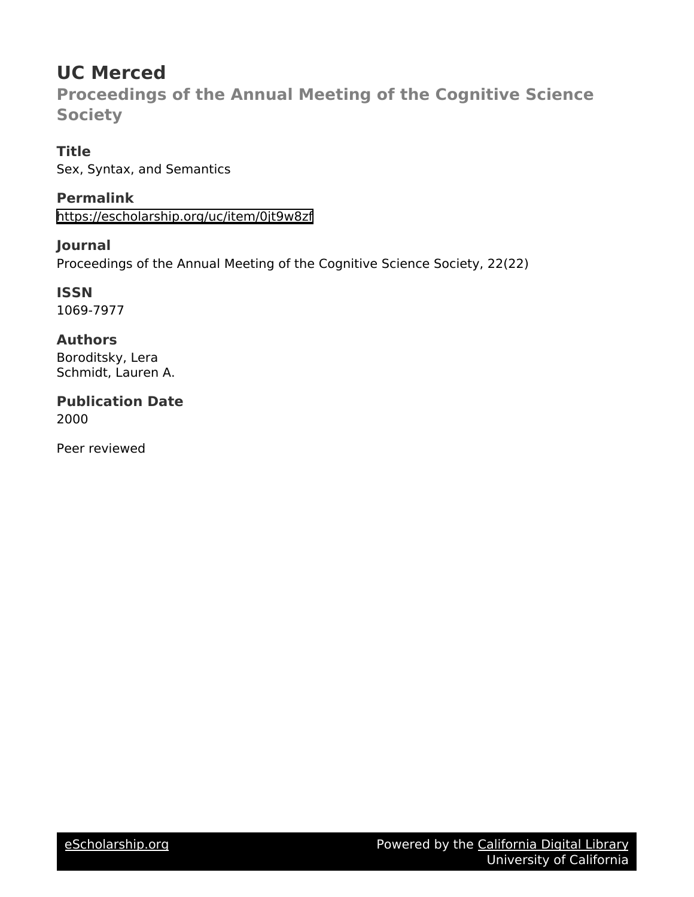# UC Merced

## Proceedings of the Annual Meeting of the Cognitive Science Society

### Title

Sex, Syntax, and Semantics

### Permalink

https://escholarship.org/uc/item/0jt9w8zf

### Journal

Proceedings of the Annual Meeting of the Cognitive Science Society, 22(22)

### ISSN

1069-7977

### Authors

Boroditsky, Lera
Schmidt, Lauren A.

### Publication Date

2000

Peer reviewed

eScholarship.org    Powered by the California Digital Library
University of California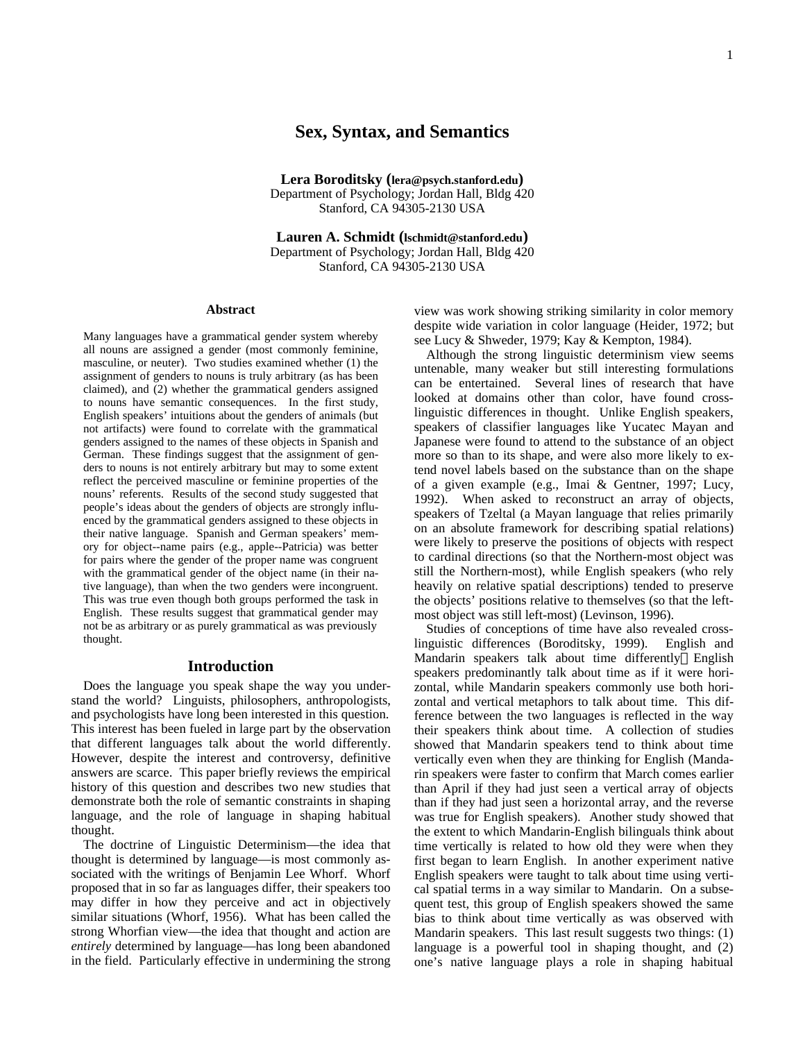# Sex, Syntax, and Semantics

**Lera Boroditsky (lera@psych.stanford.edu)**
Department of Psychology; Jordan Hall, Bldg 420
Stanford, CA 94305-2130 USA

**Lauren A. Schmidt (lschmidt@stanford.edu)**
Department of Psychology; Jordan Hall, Bldg 420
Stanford, CA 94305-2130 USA

## Abstract

Many languages have a grammatical gender system whereby all nouns are assigned a gender (most commonly feminine, masculine, or neuter). Two studies examined whether (1) the assignment of genders to nouns is truly arbitrary (as has been claimed), and (2) whether the grammatical genders assigned to nouns have semantic consequences. In the first study, English speakers' intuitions about the genders of animals (but not artifacts) were found to correlate with the grammatical genders assigned to the names of these objects in Spanish and German. These findings suggest that the assignment of genders to nouns is not entirely arbitrary but may to some extent reflect the perceived masculine or feminine properties of the nouns' referents. Results of the second study suggested that people's ideas about the genders of objects are strongly influenced by the grammatical genders assigned to these objects in their native language. Spanish and German speakers' memory for object--name pairs (e.g., apple--Patricia) was better for pairs where the gender of the proper name was congruent with the grammatical gender of the object name (in their native language), than when the two genders were incongruent. This was true even though both groups performed the task in English. These results suggest that grammatical gender may not be as arbitrary or as purely grammatical as was previously thought.

## Introduction

Does the language you speak shape the way you understand the world? Linguists, philosophers, anthropologists, and psychologists have long been interested in this question. This interest has been fueled in large part by the observation that different languages talk about the world differently. However, despite the interest and controversy, definitive answers are scarce. This paper briefly reviews the empirical history of this question and describes two new studies that demonstrate both the role of semantic constraints in shaping language, and the role of language in shaping habitual thought.

The doctrine of Linguistic Determinism—the idea that thought is determined by language—is most commonly associated with the writings of Benjamin Lee Whorf. Whorf proposed that in so far as languages differ, their speakers too may differ in how they perceive and act in objectively similar situations (Whorf, 1956). What has been called the strong Whorfian view—the idea that thought and action are *entirely* determined by language—has long been abandoned in the field. Particularly effective in undermining the strong view was work showing striking similarity in color memory despite wide variation in color language (Heider, 1972; but see Lucy & Shweder, 1979; Kay & Kempton, 1984).

Although the strong linguistic determinism view seems untenable, many weaker but still interesting formulations can be entertained. Several lines of research that have looked at domains other than color, have found cross-linguistic differences in thought. Unlike English speakers, speakers of classifier languages like Yucatec Mayan and Japanese were found to attend to the substance of an object more so than to its shape, and were also more likely to extend novel labels based on the substance than on the shape of a given example (e.g., Imai & Gentner, 1997; Lucy, 1992). When asked to reconstruct an array of objects, speakers of Tzeltal (a Mayan language that relies primarily on an absolute framework for describing spatial relations) were likely to preserve the positions of objects with respect to cardinal directions (so that the Northern-most object was still the Northern-most), while English speakers (who rely heavily on relative spatial descriptions) tended to preserve the objects' positions relative to themselves (so that the left-most object was still left-most) (Levinson, 1996).

Studies of conceptions of time have also revealed cross-linguistic differences (Boroditsky, 1999). English and Mandarin speakers talk about time differently—English speakers predominantly talk about time as if it were horizontal, while Mandarin speakers commonly use both horizontal and vertical metaphors to talk about time. This difference between the two languages is reflected in the way their speakers think about time. A collection of studies showed that Mandarin speakers tend to think about time vertically even when they are thinking for English (Mandarin speakers were faster to confirm that March comes earlier than April if they had just seen a vertical array of objects than if they had just seen a horizontal array, and the reverse was true for English speakers). Another study showed that the extent to which Mandarin-English bilinguals think about time vertically is related to how old they were when they first began to learn English. In another experiment native English speakers were taught to talk about time using vertical spatial terms in a way similar to Mandarin. On a subsequent test, this group of English speakers showed the same bias to think about time vertically as was observed with Mandarin speakers. This last result suggests two things: (1) language is a powerful tool in shaping thought, and (2) one's native language plays a role in shaping habitual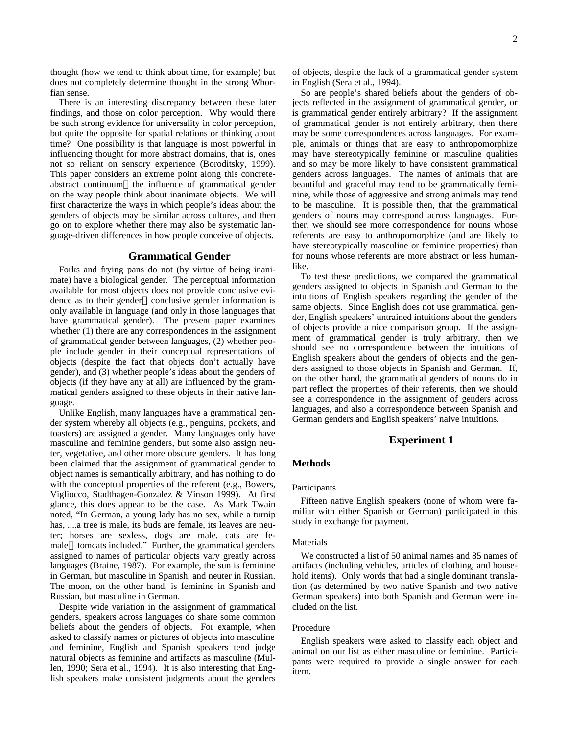thought (how we tend to think about time, for example) but does not completely determine thought in the strong Whorfian sense.

There is an interesting discrepancy between these later findings, and those on color perception. Why would there be such strong evidence for universality in color perception, but quite the opposite for spatial relations or thinking about time? One possibility is that language is most powerful in influencing thought for more abstract domains, that is, ones not so reliant on sensory experience (Boroditsky, 1999). This paper considers an extreme point along this concrete-abstract continuum — the influence of grammatical gender on the way people think about inanimate objects. We will first characterize the ways in which people's ideas about the genders of objects may be similar across cultures, and then go on to explore whether there may also be systematic language-driven differences in how people conceive of objects.

## Grammatical Gender

Forks and frying pans do not (by virtue of being inanimate) have a biological gender. The perceptual information available for most objects does not provide conclusive evidence as to their gender — conclusive gender information is only available in language (and only in those languages that have grammatical gender). The present paper examines whether (1) there are any correspondences in the assignment of grammatical gender between languages, (2) whether people include gender in their conceptual representations of objects (despite the fact that objects don't actually have gender), and (3) whether people's ideas about the genders of objects (if they have any at all) are influenced by the grammatical genders assigned to these objects in their native language.

Unlike English, many languages have a grammatical gender system whereby all objects (e.g., penguins, pockets, and toasters) are assigned a gender. Many languages only have masculine and feminine genders, but some also assign neuter, vegetative, and other more obscure genders. It has long been claimed that the assignment of grammatical gender to object names is semantically arbitrary, and has nothing to do with the conceptual properties of the referent (e.g., Bowers, Vigliocco, Stadthagen-Gonzalez & Vinson 1999). At first glance, this does appear to be the case. As Mark Twain noted, "In German, a young lady has no sex, while a turnip has, ....a tree is male, its buds are female, its leaves are neuter; horses are sexless, dogs are male, cats are female — tomcats included." Further, the grammatical genders assigned to names of particular objects vary greatly across languages (Braine, 1987). For example, the sun is feminine in German, but masculine in Spanish, and neuter in Russian. The moon, on the other hand, is feminine in Spanish and Russian, but masculine in German.

Despite wide variation in the assignment of grammatical genders, speakers across languages do share some common beliefs about the genders of objects. For example, when asked to classify names or pictures of objects into masculine and feminine, English and Spanish speakers tend judge natural objects as feminine and artifacts as masculine (Mullen, 1990; Sera et al., 1994). It is also interesting that English speakers make consistent judgments about the genders of objects, despite the lack of a grammatical gender system in English (Sera et al., 1994).

So are people's shared beliefs about the genders of objects reflected in the assignment of grammatical gender, or is grammatical gender entirely arbitrary? If the assignment of grammatical gender is not entirely arbitrary, then there may be some correspondences across languages. For example, animals or things that are easy to anthropomorphize may have stereotypically feminine or masculine qualities and so may be more likely to have consistent grammatical genders across languages. The names of animals that are beautiful and graceful may tend to be grammatically feminine, while those of aggressive and strong animals may tend to be masculine. It is possible then, that the grammatical genders of nouns may correspond across languages. Further, we should see more correspondence for nouns whose referents are easy to anthropomorphize (and are likely to have stereotypically masculine or feminine properties) than for nouns whose referents are more abstract or less human-like.

To test these predictions, we compared the grammatical genders assigned to objects in Spanish and German to the intuitions of English speakers regarding the gender of the same objects. Since English does not use grammatical gender, English speakers' untrained intuitions about the genders of objects provide a nice comparison group. If the assignment of grammatical gender is truly arbitrary, then we should see no correspondence between the intuitions of English speakers about the genders of objects and the genders assigned to those objects in Spanish and German. If, on the other hand, the grammatical genders of nouns do in part reflect the properties of their referents, then we should see a correspondence in the assignment of genders across languages, and also a correspondence between Spanish and German genders and English speakers' naive intuitions.

## Experiment 1

### Methods

#### Participants

Fifteen native English speakers (none of whom were familiar with either Spanish or German) participated in this study in exchange for payment.

#### Materials

We constructed a list of 50 animal names and 85 names of artifacts (including vehicles, articles of clothing, and household items). Only words that had a single dominant translation (as determined by two native Spanish and two native German speakers) into both Spanish and German were included on the list.

#### Procedure

English speakers were asked to classify each object and animal on our list as either masculine or feminine. Participants were required to provide a single answer for each item.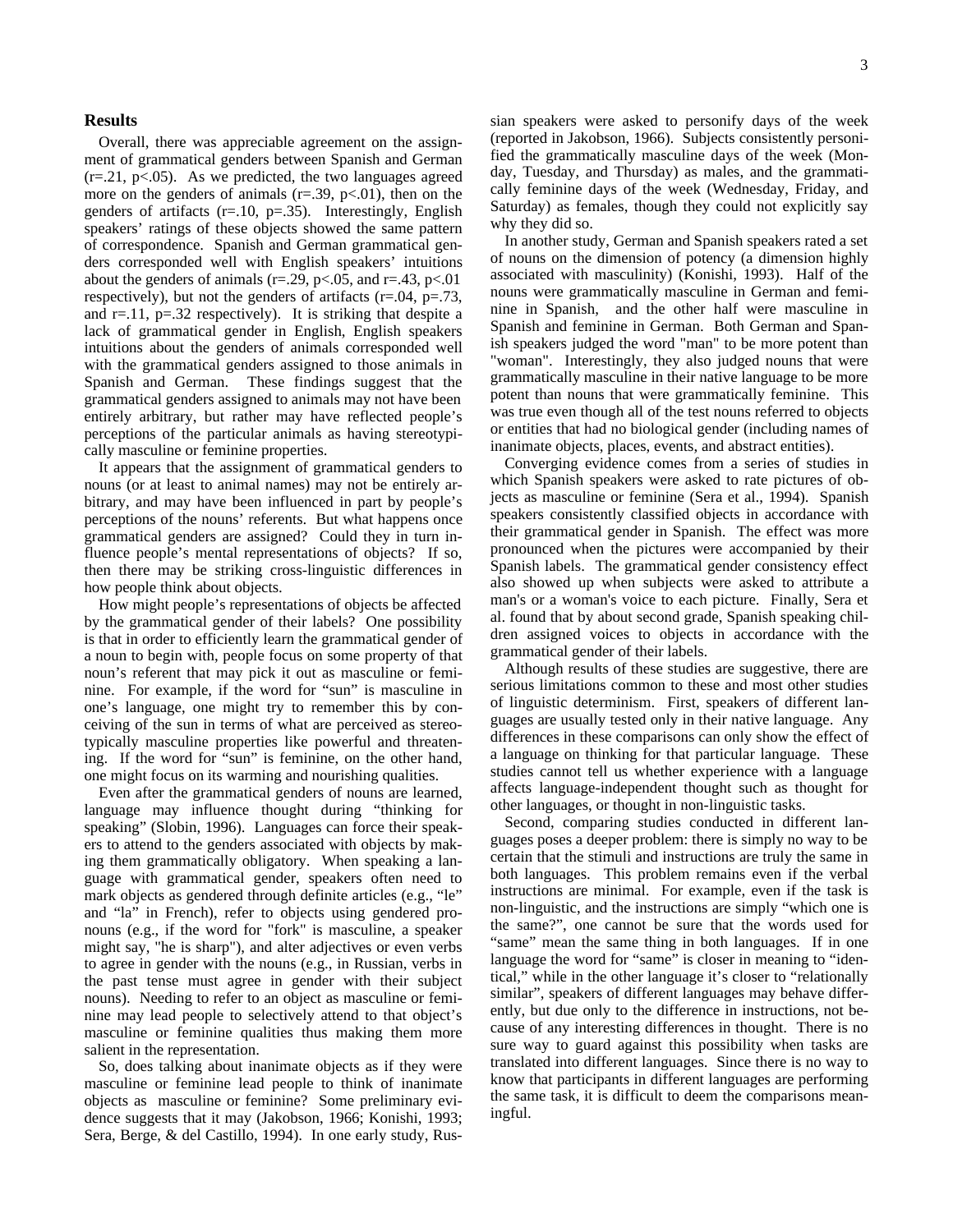### Results

Overall, there was appreciable agreement on the assignment of grammatical genders between Spanish and German ($r=.21$, $p<.05$). As we predicted, the two languages agreed more on the genders of animals ($r=.39$, $p<.01$), then on the genders of artifacts ($r=.10$, $p=.35$). Interestingly, English speakers' ratings of these objects showed the same pattern of correspondence. Spanish and German grammatical genders corresponded well with English speakers' intuitions about the genders of animals ($r=.29$, $p<.05$, and $r=.43$, $p<.01$ respectively), but not the genders of artifacts ($r=.04$, $p=.73$, and $r=.11$, $p=.32$ respectively). It is striking that despite a lack of grammatical gender in English, English speakers intuitions about the genders of animals corresponded well with the grammatical genders assigned to those animals in Spanish and German. These findings suggest that the grammatical genders assigned to animals may not have been entirely arbitrary, but rather may have reflected people's perceptions of the particular animals as having stereotypically masculine or feminine properties.

It appears that the assignment of grammatical genders to nouns (or at least to animal names) may not be entirely arbitrary, and may have been influenced in part by people's perceptions of the nouns' referents. But what happens once grammatical genders are assigned? Could they in turn influence people's mental representations of objects? If so, then there may be striking cross-linguistic differences in how people think about objects.

How might people's representations of objects be affected by the grammatical gender of their labels? One possibility is that in order to efficiently learn the grammatical gender of a noun to begin with, people focus on some property of that noun's referent that may pick it out as masculine or feminine. For example, if the word for "sun" is masculine in one's language, one might try to remember this by conceiving of the sun in terms of what are perceived as stereotypically masculine properties like powerful and threatening. If the word for "sun" is feminine, on the other hand, one might focus on its warming and nourishing qualities.

Even after the grammatical genders of nouns are learned, language may influence thought during "thinking for speaking" (Slobin, 1996). Languages can force their speakers to attend to the genders associated with objects by making them grammatically obligatory. When speaking a language with grammatical gender, speakers often need to mark objects as gendered through definite articles (e.g., "le" and "la" in French), refer to objects using gendered pronouns (e.g., if the word for "fork" is masculine, a speaker might say, "he is sharp"), and alter adjectives or even verbs to agree in gender with the nouns (e.g., in Russian, verbs in the past tense must agree in gender with their subject nouns). Needing to refer to an object as masculine or feminine may lead people to selectively attend to that object's masculine or feminine qualities thus making them more salient in the representation.

So, does talking about inanimate objects as if they were masculine or feminine lead people to think of inanimate objects as masculine or feminine? Some preliminary evidence suggests that it may (Jakobson, 1966; Konishi, 1993; Sera, Berge, & del Castillo, 1994). In one early study, Russian speakers were asked to personify days of the week (reported in Jakobson, 1966). Subjects consistently personified the grammatically masculine days of the week (Monday, Tuesday, and Thursday) as males, and the grammatically feminine days of the week (Wednesday, Friday, and Saturday) as females, though they could not explicitly say why they did so.

In another study, German and Spanish speakers rated a set of nouns on the dimension of potency (a dimension highly associated with masculinity) (Konishi, 1993). Half of the nouns were grammatically masculine in German and feminine in Spanish, and the other half were masculine in Spanish and feminine in German. Both German and Spanish speakers judged the word "man" to be more potent than "woman". Interestingly, they also judged nouns that were grammatically masculine in their native language to be more potent than nouns that were grammatically feminine. This was true even though all of the test nouns referred to objects or entities that had no biological gender (including names of inanimate objects, places, events, and abstract entities).

Converging evidence comes from a series of studies in which Spanish speakers were asked to rate pictures of objects as masculine or feminine (Sera et al., 1994). Spanish speakers consistently classified objects in accordance with their grammatical gender in Spanish. The effect was more pronounced when the pictures were accompanied by their Spanish labels. The grammatical gender consistency effect also showed up when subjects were asked to attribute a man's or a woman's voice to each picture. Finally, Sera et al. found that by about second grade, Spanish speaking children assigned voices to objects in accordance with the grammatical gender of their labels.

Although results of these studies are suggestive, there are serious limitations common to these and most other studies of linguistic determinism. First, speakers of different languages are usually tested only in their native language. Any differences in these comparisons can only show the effect of a language on thinking for that particular language. These studies cannot tell us whether experience with a language affects language-independent thought such as thought for other languages, or thought in non-linguistic tasks.

Second, comparing studies conducted in different languages poses a deeper problem: there is simply no way to be certain that the stimuli and instructions are truly the same in both languages. This problem remains even if the verbal instructions are minimal. For example, even if the task is non-linguistic, and the instructions are simply "which one is the same?", one cannot be sure that the words used for "same" mean the same thing in both languages. If in one language the word for "same" is closer in meaning to "identical," while in the other language it's closer to "relationally similar", speakers of different languages may behave differently, but due only to the difference in instructions, not because of any interesting differences in thought. There is no sure way to guard against this possibility when tasks are translated into different languages. Since there is no way to know that participants in different languages are performing the same task, it is difficult to deem the comparisons meaningful.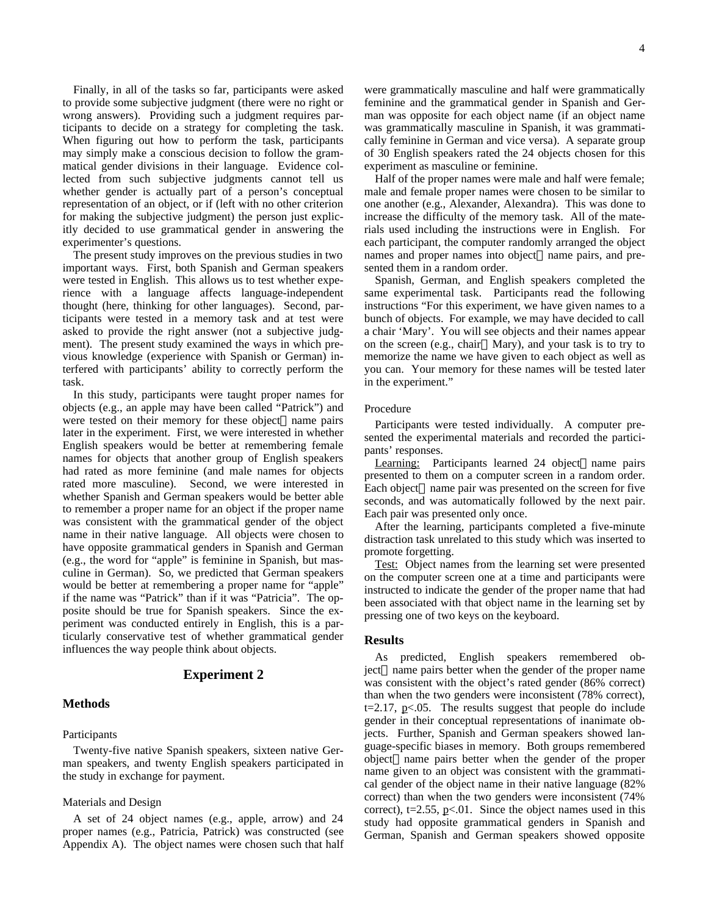Finally, in all of the tasks so far, participants were asked to provide some subjective judgment (there were no right or wrong answers). Providing such a judgment requires participants to decide on a strategy for completing the task. When figuring out how to perform the task, participants may simply make a conscious decision to follow the grammatical gender divisions in their language. Evidence collected from such subjective judgments cannot tell us whether gender is actually part of a person's conceptual representation of an object, or if (left with no other criterion for making the subjective judgment) the person just explicitly decided to use grammatical gender in answering the experimenter's questions.

The present study improves on the previous studies in two important ways. First, both Spanish and German speakers were tested in English. This allows us to test whether experience with a language affects language-independent thought (here, thinking for other languages). Second, participants were tested in a memory task and at test were asked to provide the right answer (not a subjective judgment). The present study examined the ways in which previous knowledge (experience with Spanish or German) interfered with participants' ability to correctly perform the task.

In this study, participants were taught proper names for objects (e.g., an apple may have been called "Patrick") and were tested on their memory for these object–name pairs later in the experiment. First, we were interested in whether English speakers would be better at remembering female names for objects that another group of English speakers had rated as more feminine (and male names for objects rated more masculine). Second, we were interested in whether Spanish and German speakers would be better able to remember a proper name for an object if the proper name was consistent with the grammatical gender of the object name in their native language. All objects were chosen to have opposite grammatical genders in Spanish and German (e.g., the word for "apple" is feminine in Spanish, but masculine in German). So, we predicted that German speakers would be better at remembering a proper name for "apple" if the name was "Patrick" than if it was "Patricia". The opposite should be true for Spanish speakers. Since the experiment was conducted entirely in English, this is a particularly conservative test of whether grammatical gender influences the way people think about objects.

## Experiment 2

### Methods

#### Participants

Twenty-five native Spanish speakers, sixteen native German speakers, and twenty English speakers participated in the study in exchange for payment.

#### Materials and Design

A set of 24 object names (e.g., apple, arrow) and 24 proper names (e.g., Patricia, Patrick) was constructed (see Appendix A). The object names were chosen such that half were grammatically masculine and half were grammatically feminine and the grammatical gender in Spanish and German was opposite for each object name (if an object name was grammatically masculine in Spanish, it was grammatically feminine in German and vice versa). A separate group of 30 English speakers rated the 24 objects chosen for this experiment as masculine or feminine.

Half of the proper names were male and half were female; male and female proper names were chosen to be similar to one another (e.g., Alexander, Alexandra). This was done to increase the difficulty of the memory task. All of the materials used including the instructions were in English. For each participant, the computer randomly arranged the object names and proper names into object–name pairs, and presented them in a random order.

Spanish, German, and English speakers completed the same experimental task. Participants read the following instructions "For this experiment, we have given names to a bunch of objects. For example, we may have decided to call a chair 'Mary'. You will see objects and their names appear on the screen (e.g., chair–Mary), and your task is to try to memorize the name we have given to each object as well as you can. Your memory for these names will be tested later in the experiment."

#### Procedure

Participants were tested individually. A computer presented the experimental materials and recorded the participants' responses.

Learning: Participants learned 24 object–name pairs presented to them on a computer screen in a random order. Each object–name pair was presented on the screen for five seconds, and was automatically followed by the next pair. Each pair was presented only once.

After the learning, participants completed a five-minute distraction task unrelated to this study which was inserted to promote forgetting.

Test: Object names from the learning set were presented on the computer screen one at a time and participants were instructed to indicate the gender of the proper name that had been associated with that object name in the learning set by pressing one of two keys on the keyboard.

### Results

As predicted, English speakers remembered object–name pairs better when the gender of the proper name was consistent with the object's rated gender (86% correct) than when the two genders were inconsistent (78% correct), $t=2.17$, $p<.05$. The results suggest that people do include gender in their conceptual representations of inanimate objects. Further, Spanish and German speakers showed language-specific biases in memory. Both groups remembered object–name pairs better when the gender of the proper name given to an object was consistent with the grammatical gender of the object name in their native language (82% correct) than when the two genders were inconsistent (74% correct), $t=2.55$, $p<.01$. Since the object names used in this study had opposite grammatical genders in Spanish and German, Spanish and German speakers showed opposite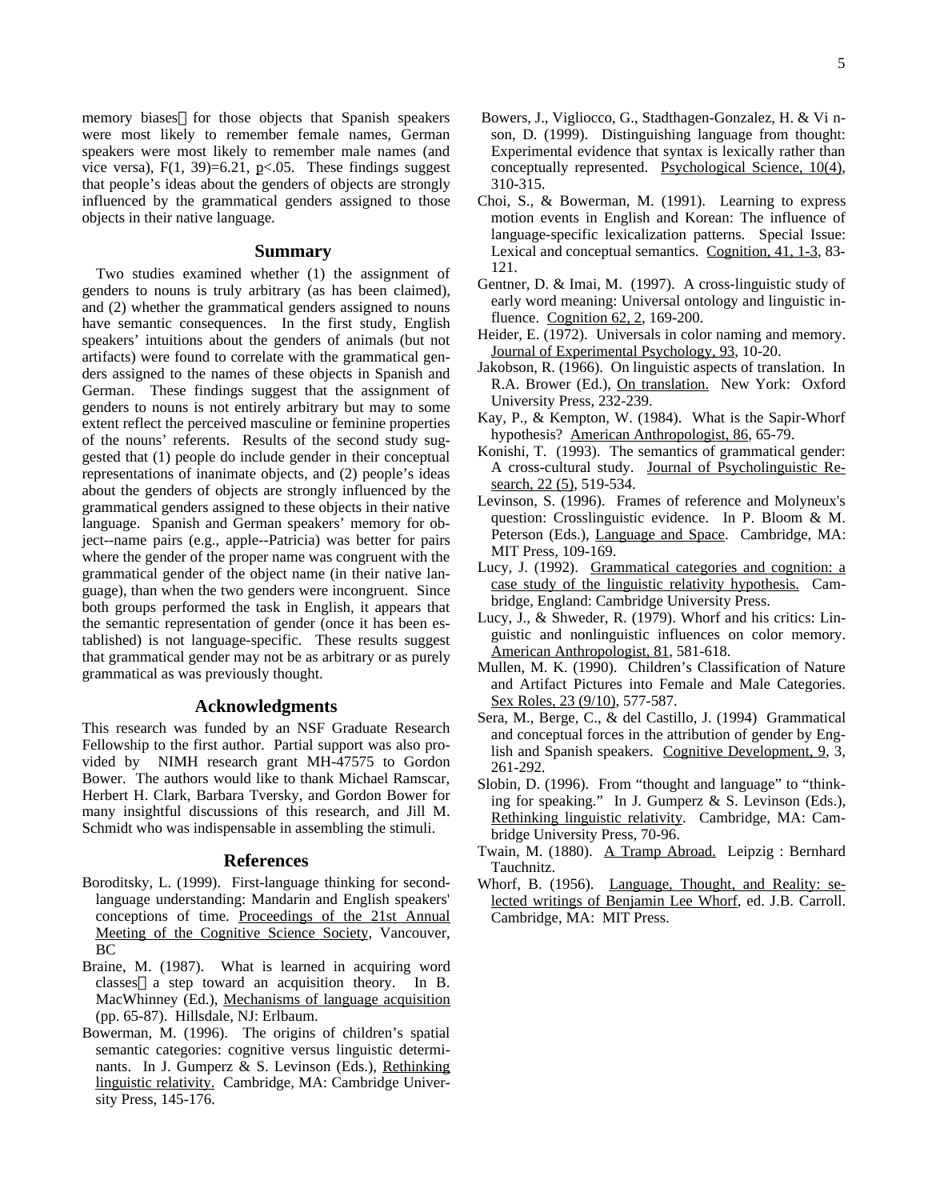memory biases — for those objects that Spanish speakers were most likely to remember female names, German speakers were most likely to remember male names (and vice versa), $F(1, 39)=6.21$, $p<.05$. These findings suggest that people's ideas about the genders of objects are strongly influenced by the grammatical genders assigned to those objects in their native language.

## Summary

Two studies examined whether (1) the assignment of genders to nouns is truly arbitrary (as has been claimed), and (2) whether the grammatical genders assigned to nouns have semantic consequences. In the first study, English speakers' intuitions about the genders of animals (but not artifacts) were found to correlate with the grammatical genders assigned to the names of these objects in Spanish and German. These findings suggest that the assignment of genders to nouns is not entirely arbitrary but may to some extent reflect the perceived masculine or feminine properties of the nouns' referents. Results of the second study suggested that (1) people do include gender in their conceptual representations of inanimate objects, and (2) people's ideas about the genders of objects are strongly influenced by the grammatical genders assigned to these objects in their native language. Spanish and German speakers' memory for object--name pairs (e.g., apple--Patricia) was better for pairs where the gender of the proper name was congruent with the grammatical gender of the object name (in their native language), than when the two genders were incongruent. Since both groups performed the task in English, it appears that the semantic representation of gender (once it has been established) is not language-specific. These results suggest that grammatical gender may not be as arbitrary or as purely grammatical as was previously thought.

## Acknowledgments

This research was funded by an NSF Graduate Research Fellowship to the first author. Partial support was also provided by NIMH research grant MH-47575 to Gordon Bower. The authors would like to thank Michael Ramscar, Herbert H. Clark, Barbara Tversky, and Gordon Bower for many insightful discussions of this research, and Jill M. Schmidt who was indispensable in assembling the stimuli.

## References

Boroditsky, L. (1999). First-language thinking for second-language understanding: Mandarin and English speakers' conceptions of time. Proceedings of the 21st Annual Meeting of the Cognitive Science Society, Vancouver, BC

Braine, M. (1987). What is learned in acquiring word classes — a step toward an acquisition theory. In B. MacWhinney (Ed.), Mechanisms of language acquisition (pp. 65-87). Hillsdale, NJ: Erlbaum.

Bowerman, M. (1996). The origins of children's spatial semantic categories: cognitive versus linguistic determinants. In J. Gumperz & S. Levinson (Eds.), Rethinking linguistic relativity. Cambridge, MA: Cambridge University Press, 145-176.

Bowers, J., Vigliocco, G., Stadthagen-Gonzalez, H. & Vinson, D. (1999). Distinguishing language from thought: Experimental evidence that syntax is lexically rather than conceptually represented. Psychological Science, 10(4), 310-315.

Choi, S., & Bowerman, M. (1991). Learning to express motion events in English and Korean: The influence of language-specific lexicalization patterns. Special Issue: Lexical and conceptual semantics. Cognition, 41, 1-3, 83-121.

Gentner, D. & Imai, M. (1997). A cross-linguistic study of early word meaning: Universal ontology and linguistic influence. Cognition 62, 2, 169-200.

Heider, E. (1972). Universals in color naming and memory. Journal of Experimental Psychology, 93, 10-20.

Jakobson, R. (1966). On linguistic aspects of translation. In R.A. Brower (Ed.), On translation. New York: Oxford University Press, 232-239.

Kay, P., & Kempton, W. (1984). What is the Sapir-Whorf hypothesis? American Anthropologist, 86, 65-79.

Konishi, T. (1993). The semantics of grammatical gender: A cross-cultural study. Journal of Psycholinguistic Research, 22 (5), 519-534.

Levinson, S. (1996). Frames of reference and Molyneux's question: Crosslinguistic evidence. In P. Bloom & M. Peterson (Eds.), Language and Space. Cambridge, MA: MIT Press, 109-169.

Lucy, J. (1992). Grammatical categories and cognition: a case study of the linguistic relativity hypothesis. Cambridge, England: Cambridge University Press.

Lucy, J., & Shweder, R. (1979). Whorf and his critics: Linguistic and nonlinguistic influences on color memory. American Anthropologist, 81, 581-618.

Mullen, M. K. (1990). Children's Classification of Nature and Artifact Pictures into Female and Male Categories. Sex Roles, 23 (9/10), 577-587.

Sera, M., Berge, C., & del Castillo, J. (1994) Grammatical and conceptual forces in the attribution of gender by English and Spanish speakers. Cognitive Development, 9, 3, 261-292.

Slobin, D. (1996). From "thought and language" to "thinking for speaking." In J. Gumperz & S. Levinson (Eds.), Rethinking linguistic relativity. Cambridge, MA: Cambridge University Press, 70-96.

Twain, M. (1880). A Tramp Abroad. Leipzig : Bernhard Tauchnitz.

Whorf, B. (1956). Language, Thought, and Reality: selected writings of Benjamin Lee Whorf, ed. J.B. Carroll. Cambridge, MA: MIT Press.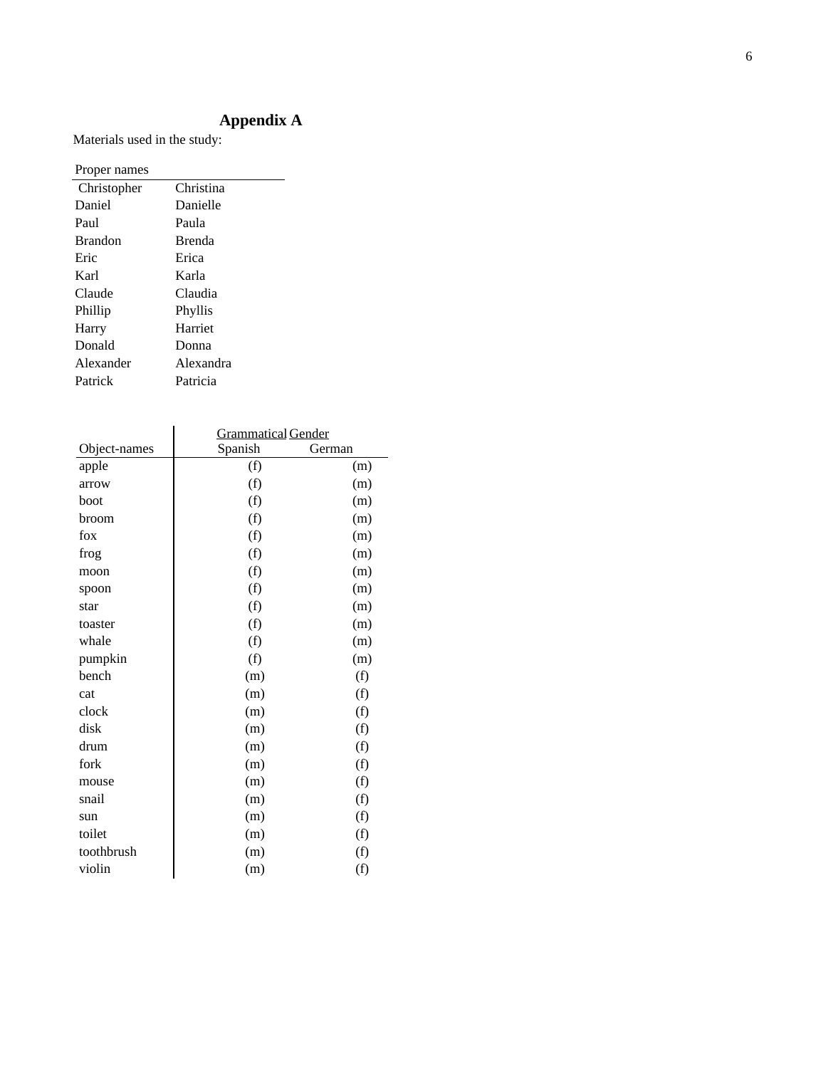# Appendix A

Materials used in the study:

| Proper names | |
|---|---|
| Christopher | Christina |
| Daniel | Danielle |
| Paul | Paula |
| Brandon | Brenda |
| Eric | Erica |
| Karl | Karla |
| Claude | Claudia |
| Phillip | Phyllis |
| Harry | Harriet |
| Donald | Donna |
| Alexander | Alexandra |
| Patrick | Patricia |

| | Grammatical Gender | |
|---|---|---|
| Object-names | Spanish | German |
| apple | (f) | (m) |
| arrow | (f) | (m) |
| boot | (f) | (m) |
| broom | (f) | (m) |
| fox | (f) | (m) |
| frog | (f) | (m) |
| moon | (f) | (m) |
| spoon | (f) | (m) |
| star | (f) | (m) |
| toaster | (f) | (m) |
| whale | (f) | (m) |
| pumpkin | (f) | (m) |
| bench | (m) | (f) |
| cat | (m) | (f) |
| clock | (m) | (f) |
| disk | (m) | (f) |
| drum | (m) | (f) |
| fork | (m) | (f) |
| mouse | (m) | (f) |
| snail | (m) | (f) |
| sun | (m) | (f) |
| toilet | (m) | (f) |
| toothbrush | (m) | (f) |
| violin | (m) | (f) |